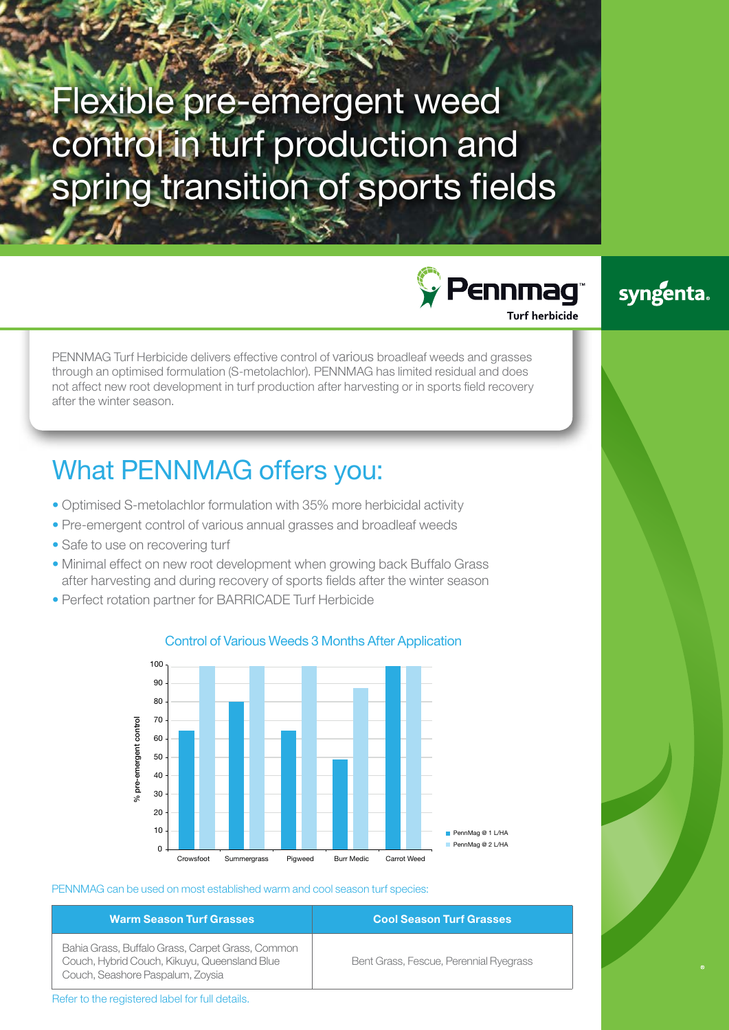# Flexible pre-emergent weed control in turf production and spring transition of sports fields

Pennmag™ Turf herbicide

syngenta.

PENNMAG Turf Herbicide delivers effective control of various broadleaf weeds and grasses through an optimised formulation (S-metolachlor). PENNMAG has limited residual and does not affect new root development in turf production after harvesting or in sports field recovery after the winter season.

## What PENNMAG offers you:

- Optimised S-metolachlor formulation with 35% more herbicidal activity
- Pre-emergent control of various annual grasses and broadleaf weeds
- Safe to use on recovering turf
- Minimal effect on new root development when growing back Buffalo Grass after harvesting and during recovery of sports fields after the winter season
- Perfect rotation partner for BARRICADE Turf Herbicide

### Control of Various Weeds 3 Months After Application

| Weed | PennMag @ 1 L/HA (% pre-emergent control) | PennMag @ 2 L/HA (% pre-emergent control) |
|---|---|---|
| Crowsfoot | 65 | 100 |
| Summergrass | 80 | 100 |
| Pigweed | 65 | 100 |
| Burr Medic | 49 | 88 |
| Carrot Weed | 100 | 100 |

PENNMAG can be used on most established warm and cool season turf species:

| Warm Season Turf Grasses | Cool Season Turf Grasses |
|---|---|
| Bahia Grass, Buffalo Grass, Carpet Grass, Common Couch, Hybrid Couch, Kikuyu, Queensland Blue Couch, Seashore Paspalum, Zoysia | Bent Grass, Fescue, Perennial Ryegrass |

Refer to the registered label for full details.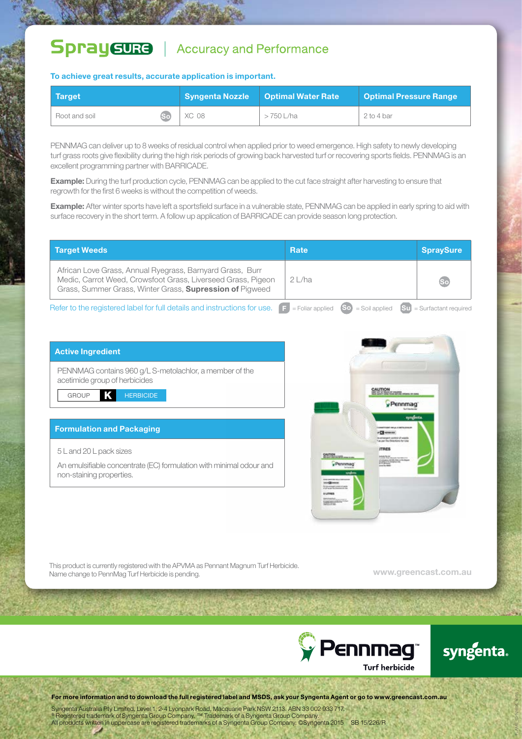# SpraySURE | Accuracy and Performance

**To achieve great results, accurate application is important.**

| Target | Syngenta Nozzle | Optimal Water Rate | Optimal Pressure Range |
|---|---|---|---|
| Root and soil (So) | XC 08 | > 750 L/ha | 2 to 4 bar |

PENNMAG can deliver up to 8 weeks of residual control when applied prior to weed emergence. High safety to newly developing turf grass roots give flexibility during the high risk periods of growing back harvested turf or recovering sports fields. PENNMAG is an excellent programming partner with BARRICADE.

**Example:** During the turf production cycle, PENNMAG can be applied to the cut face straight after harvesting to ensure that regrowth for the first 6 weeks is without the competition of weeds.

**Example:** After winter sports have left a sportsfield surface in a vulnerable state, PENNMAG can be applied in early spring to aid with surface recovery in the short term. A follow up application of BARRICADE can provide season long protection.

| Target Weeds | Rate | SpraySure |
|---|---|---|
| African Love Grass, Annual Ryegrass, Barnyard Grass, Burr Medic, Carrot Weed, Crowsfoot Grass, Liverseed Grass, Pigeon Grass, Summer Grass, Winter Grass, **Supression of** Pigweed | 2 L/ha | So |

Refer to the registered label for full details and instructions for use. F = Foliar applied So = Soil applied Su = Surfactant required

## Active Ingredient

PENNMAG contains 960 g/L S-metolachlor, a member of the acetimide group of herbicides

GROUP K HERBICIDE

## Formulation and Packaging

5 L and 20 L pack sizes

An emulsifiable concentrate (EC) formulation with minimal odour and non-staining properties.

This product is currently registered with the APVMA as Pennant Magnum Turf Herbicide. Name change to PennMag Turf Herbicide is pending.

www.greencast.com.au

Pennmag™ Turf herbicide

syngenta.

**For more information and to download the full registered label and MSDS, ask your Syngenta Agent or go to www.greencast.com.au**

Syngenta Australia Pty Limited, Level 1, 2-4 Lyonpark Road, Macquarie Park NSW 2113. ABN 33 002 933 717.
® Registered trademark of Syngenta Group Company. ™ Trademark of a Syngenta Group Company.
All products written in uppercase are registered trademarks of a Syngenta Group Company. ©Syngenta 2015 SB 15/226/R